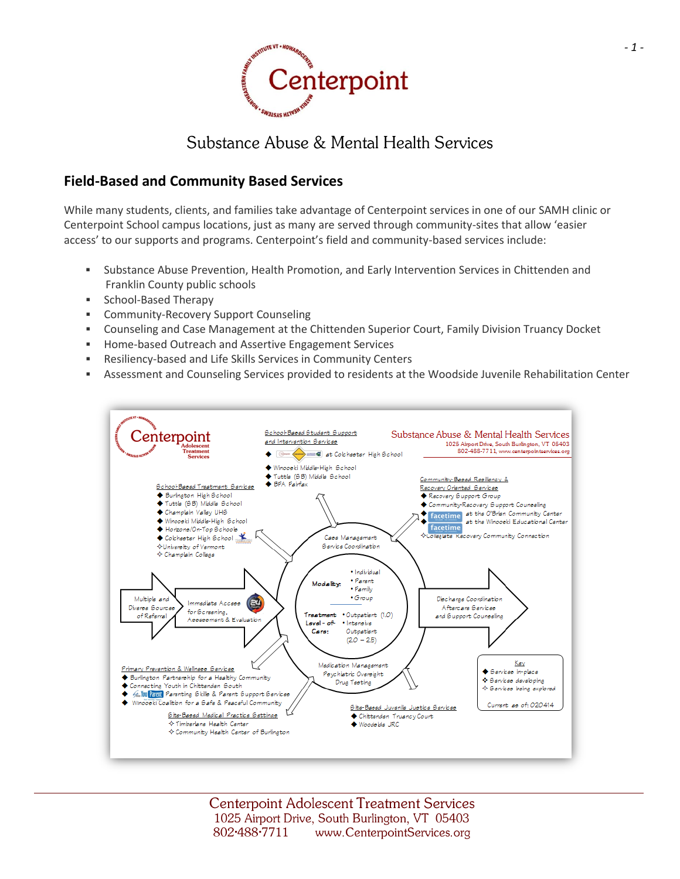# Centerpoint

## Substance Abuse & Mental Health Services

## Field-Based and Community Based Services

While many students, clients, and families take advantage of Centerpoint services in one of our SAMH clinic or Centerpoint School campus locations, just as many are served through community-sites that allow 'easier access' to our supports and programs. Centerpoint's field and community-based services include:

- Substance Abuse Prevention, Health Promotion, and Early Intervention Services in Chittenden and Franklin County public schools
- School-Based Therapy
- Community-Recovery Support Counseling
- Counseling and Case Management at the Chittenden Superior Court, Family Division Truancy Docket
- Home-based Outreach and Assertive Engagement Services
- Resiliency-based and Life Skills Services in Community Centers
- Assessment and Counseling Services provided to residents at the Woodside Juvenile Rehabilitation Center

Centerpoint Adolescent Treatment Services

Substance Abuse & Mental Health Services
1025 Airport Drive, South Burlington, VT 05403
802-488-7711, www.centerpointservices.org

**School-Based Student Support and Intervention Services**
- ◆ at Colchester High School
- ◆ Winooski Middle-High School
- ◆ Tuttle (SB) Middle School
- ◆ BFA Fairfax

**School-Based Treatment Services**
- ◆ Burlington High School
- ◆ Tuttle (SB) Middle School
- ◆ Champlain Valley UHS
- ◆ Winooski Middle-High School
- ◆ Horizons/On-Top Schools
- ◆ Colchester High School
- ✧ University of Vermont
- ✧ Champlain College

**Community-Based Resiliency & Recovery Oriented Services**
- ◆ Recovery Support Group
- ◆ Community-Recovery Support Counseling
- ◆ facetime at the O'Brien Community Center
- ◆ facetime at the Winooski Educational Center
- ✧ Collegiate Recovery Community Connection

Multiple and Diverse Sources of Referral → Immediate Access for Screening, Assessment & Evaluation

Case Management
Service Coordination

Modality:
- Individual
- Parent
- Family
- Group

Treatment Level-of-Care:
- Outpatient (1.0)
- Intensive Outpatient (2.0 – 2.5)

Medication Management
Psychiatric Oversight
Drug Testing

Discharge Coordination
Aftercare Services
and Support Counseling

**Primary Prevention & Wellness Services**
- ◆ Burlington Partnership for a Healthy Community
- ◆ Connecting Youth in Chittenden South
- ◆ YouParent Parenting Skills & Parent Support Services
- ◆ Winooski Coalition for a Safe & Peaceful Community

**Site-Based Medical Practice Settings**
- ✧ Timberlane Health Center
- ✧ Community Health Center of Burlington

**Site-Based Juvenile Justice Services**
- ◆ Chittenden Truancy Court
- ◆ Woodside JRC

**Key**
- ◆ Services in-place
- ❖ Services developing
- ✧ Services being explored

Current as of: 020414

Centerpoint Adolescent Treatment Services
1025 Airport Drive, South Burlington, VT 05403
802·488·7711 www.CenterpointServices.org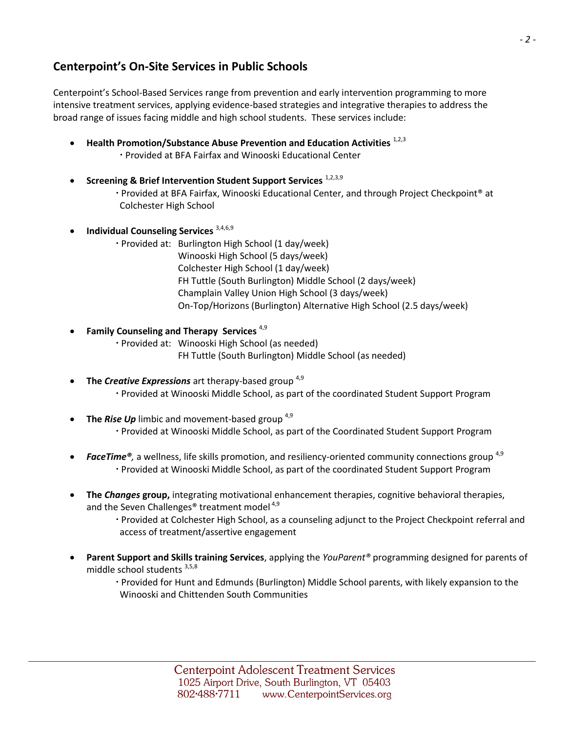## Centerpoint's On-Site Services in Public Schools

Centerpoint's School-Based Services range from prevention and early intervention programming to more intensive treatment services, applying evidence-based strategies and integrative therapies to address the broad range of issues facing middle and high school students. These services include:

- **Health Promotion/Substance Abuse Prevention and Education Activities** [1,2,3]
  - Provided at BFA Fairfax and Winooski Educational Center

- **Screening & Brief Intervention Student Support Services** [1,2,3,9]
  - Provided at BFA Fairfax, Winooski Educational Center, and through Project Checkpoint® at Colchester High School

- **Individual Counseling Services** [3,4,6,9]
  - Provided at: Burlington High School (1 day/week)
    Winooski High School (5 days/week)
    Colchester High School (1 day/week)
    FH Tuttle (South Burlington) Middle School (2 days/week)
    Champlain Valley Union High School (3 days/week)
    On-Top/Horizons (Burlington) Alternative High School (2.5 days/week)

- **Family Counseling and Therapy Services** [4,9]
  - Provided at: Winooski High School (as needed)
    FH Tuttle (South Burlington) Middle School (as needed)

- **The *Creative Expressions*** art therapy-based group [4,9]
  - Provided at Winooski Middle School, as part of the coordinated Student Support Program

- **The *Rise Up*** limbic and movement-based group [4,9]
  - Provided at Winooski Middle School, as part of the Coordinated Student Support Program

- ***FaceTime®,*** a wellness, life skills promotion, and resiliency-oriented community connections group [4,9]
  - Provided at Winooski Middle School, as part of the coordinated Student Support Program

- **The *Changes* group,** integrating motivational enhancement therapies, cognitive behavioral therapies, and the Seven Challenges® treatment model [4,9]
  - Provided at Colchester High School, as a counseling adjunct to the Project Checkpoint referral and access of treatment/assertive engagement

- **Parent Support and Skills training Services**, applying the *YouParent®* programming designed for parents of middle school students [3,5,8]
  - Provided for Hunt and Edmunds (Burlington) Middle School parents, with likely expansion to the Winooski and Chittenden South Communities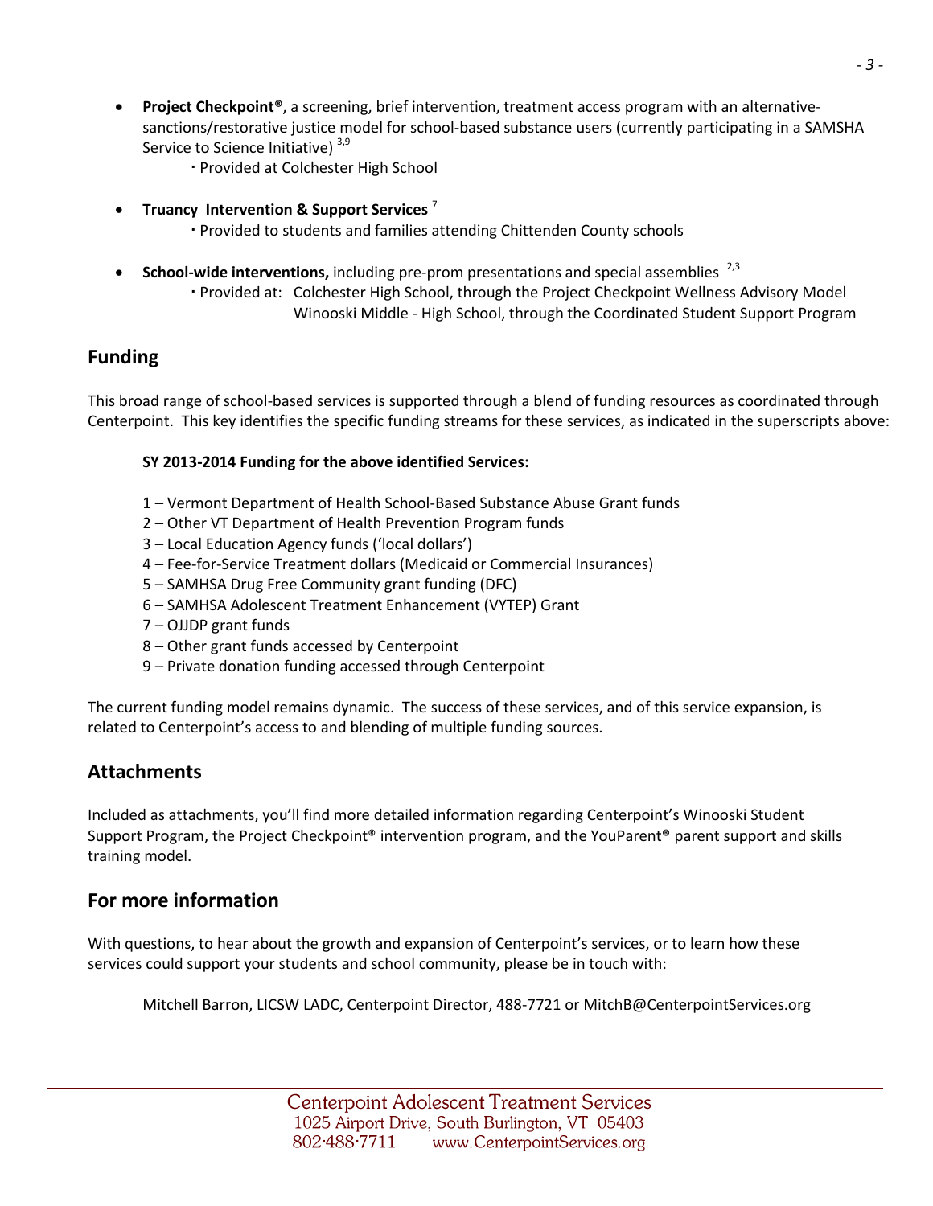- **Project Checkpoint®**, a screening, brief intervention, treatment access program with an alternative-sanctions/restorative justice model for school-based substance users (currently participating in a SAMSHA Service to Science Initiative) [3,9]
    - Provided at Colchester High School

- **Truancy Intervention & Support Services** [7]
    - Provided to students and families attending Chittenden County schools

- **School-wide interventions,** including pre-prom presentations and special assemblies [2,3]
    - Provided at: Colchester High School, through the Project Checkpoint Wellness Advisory Model; Winooski Middle - High School, through the Coordinated Student Support Program

## Funding

This broad range of school-based services is supported through a blend of funding resources as coordinated through Centerpoint. This key identifies the specific funding streams for these services, as indicated in the superscripts above:

**SY 2013-2014 Funding for the above identified Services:**

1 – Vermont Department of Health School-Based Substance Abuse Grant funds
2 – Other VT Department of Health Prevention Program funds
3 – Local Education Agency funds ('local dollars')
4 – Fee-for-Service Treatment dollars (Medicaid or Commercial Insurances)
5 – SAMHSA Drug Free Community grant funding (DFC)
6 – SAMHSA Adolescent Treatment Enhancement (VYTEP) Grant
7 – OJJDP grant funds
8 – Other grant funds accessed by Centerpoint
9 – Private donation funding accessed through Centerpoint

The current funding model remains dynamic. The success of these services, and of this service expansion, is related to Centerpoint's access to and blending of multiple funding sources.

## Attachments

Included as attachments, you'll find more detailed information regarding Centerpoint's Winooski Student Support Program, the Project Checkpoint® intervention program, and the YouParent® parent support and skills training model.

## For more information

With questions, to hear about the growth and expansion of Centerpoint's services, or to learn how these services could support your students and school community, please be in touch with:

Mitchell Barron, LICSW LADC, Centerpoint Director, 488-7721 or MitchB@CenterpointServices.org

Centerpoint Adolescent Treatment Services
1025 Airport Drive, South Burlington, VT 05403
802·488·7711 www.CenterpointServices.org